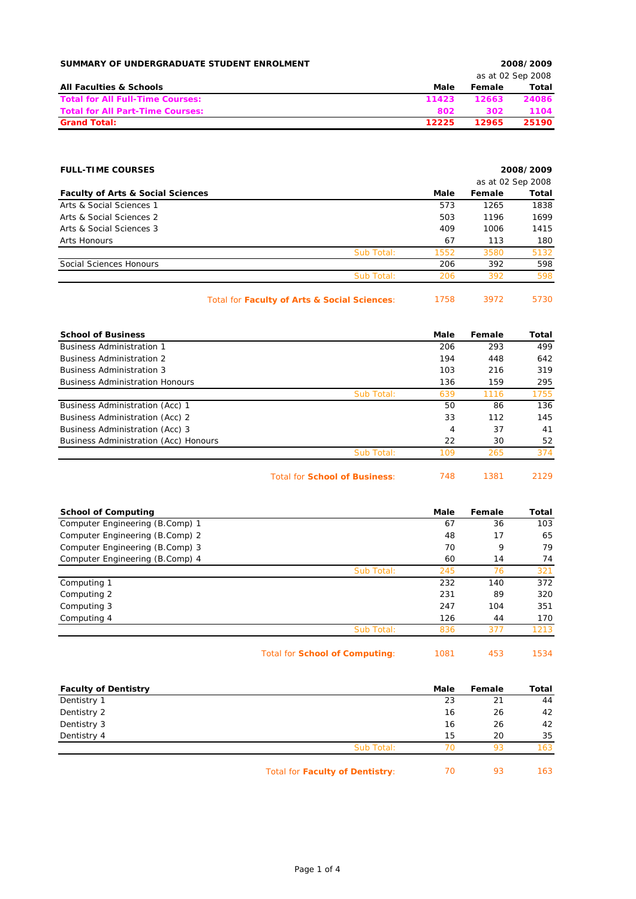## SUMMARY OF UNDERGRADUATE STUDENT ENROLMENT

**2008/2009**

as at 02 Sep 2008

| All Faculties & Schools | Male | Female | Total |
|---|---|---|---|
| **Total for All Full-Time Courses:** | **11423** | **12663** | **24086** |
| **Total for All Part-Time Courses:** | **802** | **302** | **1104** |
| **Grand Total:** | **12225** | **12965** | **25190** |

## FULL-TIME COURSES

**2008/2009**

as at 02 Sep 2008

| Faculty of Arts & Social Sciences | | Male | Female | Total |
|---|---|---|---|---|
| Arts & Social Sciences 1 | | 573 | 1265 | 1838 |
| Arts & Social Sciences 2 | | 503 | 1196 | 1699 |
| Arts & Social Sciences 3 | | 409 | 1006 | 1415 |
| Arts Honours | | 67 | 113 | 180 |
| | Sub Total: | 1552 | 3580 | 5132 |
| Social Sciences Honours | | 206 | 392 | 598 |
| | Sub Total: | 206 | 392 | 598 |
| | Total for **Faculty of Arts & Social Sciences**: | 1758 | 3972 | 5730 |

| School of Business | | Male | Female | Total |
|---|---|---|---|---|
| Business Administration 1 | | 206 | 293 | 499 |
| Business Administration 2 | | 194 | 448 | 642 |
| Business Administration 3 | | 103 | 216 | 319 |
| Business Administration Honours | | 136 | 159 | 295 |
| | Sub Total: | 639 | 1116 | 1755 |
| Business Administration (Acc) 1 | | 50 | 86 | 136 |
| Business Administration (Acc) 2 | | 33 | 112 | 145 |
| Business Administration (Acc) 3 | | 4 | 37 | 41 |
| Business Administration (Acc) Honours | | 22 | 30 | 52 |
| | Sub Total: | 109 | 265 | 374 |
| | Total for **School of Business**: | 748 | 1381 | 2129 |

| School of Computing | | Male | Female | Total |
|---|---|---|---|---|
| Computer Engineering (B.Comp) 1 | | 67 | 36 | 103 |
| Computer Engineering (B.Comp) 2 | | 48 | 17 | 65 |
| Computer Engineering (B.Comp) 3 | | 70 | 9 | 79 |
| Computer Engineering (B.Comp) 4 | | 60 | 14 | 74 |
| | Sub Total: | 245 | 76 | 321 |
| Computing 1 | | 232 | 140 | 372 |
| Computing 2 | | 231 | 89 | 320 |
| Computing 3 | | 247 | 104 | 351 |
| Computing 4 | | 126 | 44 | 170 |
| | Sub Total: | 836 | 377 | 1213 |
| | Total for **School of Computing**: | 1081 | 453 | 1534 |

| Faculty of Dentistry | | Male | Female | Total |
|---|---|---|---|---|
| Dentistry 1 | | 23 | 21 | 44 |
| Dentistry 2 | | 16 | 26 | 42 |
| Dentistry 3 | | 16 | 26 | 42 |
| Dentistry 4 | | 15 | 20 | 35 |
| | Sub Total: | 70 | 93 | 163 |
| | Total for **Faculty of Dentistry**: | 70 | 93 | 163 |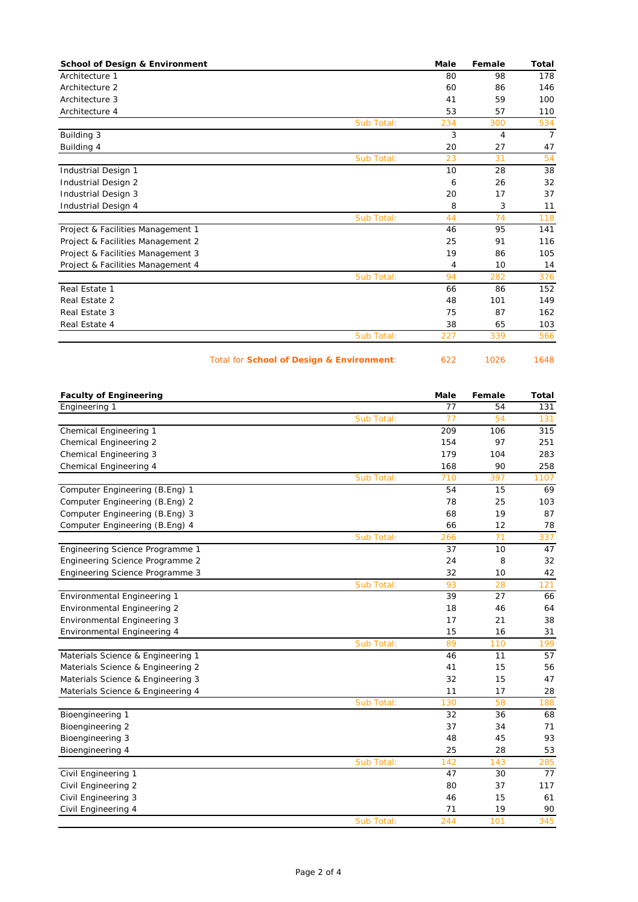| School of Design & Environment | | Male | Female | Total |
|---|---|---|---|---|
| Architecture 1 | | 80 | 98 | 178 |
| Architecture 2 | | 60 | 86 | 146 |
| Architecture 3 | | 41 | 59 | 100 |
| Architecture 4 | | 53 | 57 | 110 |
| | Sub Total: | 234 | 300 | 534 |
| Building 3 | | 3 | 4 | 7 |
| Building 4 | | 20 | 27 | 47 |
| | Sub Total: | 23 | 31 | 54 |
| Industrial Design 1 | | 10 | 28 | 38 |
| Industrial Design 2 | | 6 | 26 | 32 |
| Industrial Design 3 | | 20 | 17 | 37 |
| Industrial Design 4 | | 8 | 3 | 11 |
| | Sub Total: | 44 | 74 | 118 |
| Project & Facilities Management 1 | | 46 | 95 | 141 |
| Project & Facilities Management 2 | | 25 | 91 | 116 |
| Project & Facilities Management 3 | | 19 | 86 | 105 |
| Project & Facilities Management 4 | | 4 | 10 | 14 |
| | Sub Total: | 94 | 282 | 376 |
| Real Estate 1 | | 66 | 86 | 152 |
| Real Estate 2 | | 48 | 101 | 149 |
| Real Estate 3 | | 75 | 87 | 162 |
| Real Estate 4 | | 38 | 65 | 103 |
| | Sub Total: | 227 | 339 | 566 |
| | Total for **School of Design & Environment**: | 622 | 1026 | 1648 |

| Faculty of Engineering | | Male | Female | Total |
|---|---|---|---|---|
| Engineering 1 | | 77 | 54 | 131 |
| | Sub Total: | 77 | 54 | 131 |
| Chemical Engineering 1 | | 209 | 106 | 315 |
| Chemical Engineering 2 | | 154 | 97 | 251 |
| Chemical Engineering 3 | | 179 | 104 | 283 |
| Chemical Engineering 4 | | 168 | 90 | 258 |
| | Sub Total: | 710 | 397 | 1107 |
| Computer Engineering (B.Eng) 1 | | 54 | 15 | 69 |
| Computer Engineering (B.Eng) 2 | | 78 | 25 | 103 |
| Computer Engineering (B.Eng) 3 | | 68 | 19 | 87 |
| Computer Engineering (B.Eng) 4 | | 66 | 12 | 78 |
| | Sub Total: | 266 | 71 | 337 |
| Engineering Science Programme 1 | | 37 | 10 | 47 |
| Engineering Science Programme 2 | | 24 | 8 | 32 |
| Engineering Science Programme 3 | | 32 | 10 | 42 |
| | Sub Total: | 93 | 28 | 121 |
| Environmental Engineering 1 | | 39 | 27 | 66 |
| Environmental Engineering 2 | | 18 | 46 | 64 |
| Environmental Engineering 3 | | 17 | 21 | 38 |
| Environmental Engineering 4 | | 15 | 16 | 31 |
| | Sub Total: | 89 | 110 | 199 |
| Materials Science & Engineering 1 | | 46 | 11 | 57 |
| Materials Science & Engineering 2 | | 41 | 15 | 56 |
| Materials Science & Engineering 3 | | 32 | 15 | 47 |
| Materials Science & Engineering 4 | | 11 | 17 | 28 |
| | Sub Total: | 130 | 58 | 188 |
| Bioengineering 1 | | 32 | 36 | 68 |
| Bioengineering 2 | | 37 | 34 | 71 |
| Bioengineering 3 | | 48 | 45 | 93 |
| Bioengineering 4 | | 25 | 28 | 53 |
| | Sub Total: | 142 | 143 | 285 |
| Civil Engineering 1 | | 47 | 30 | 77 |
| Civil Engineering 2 | | 80 | 37 | 117 |
| Civil Engineering 3 | | 46 | 15 | 61 |
| Civil Engineering 4 | | 71 | 19 | 90 |
| | Sub Total: | 244 | 101 | 345 |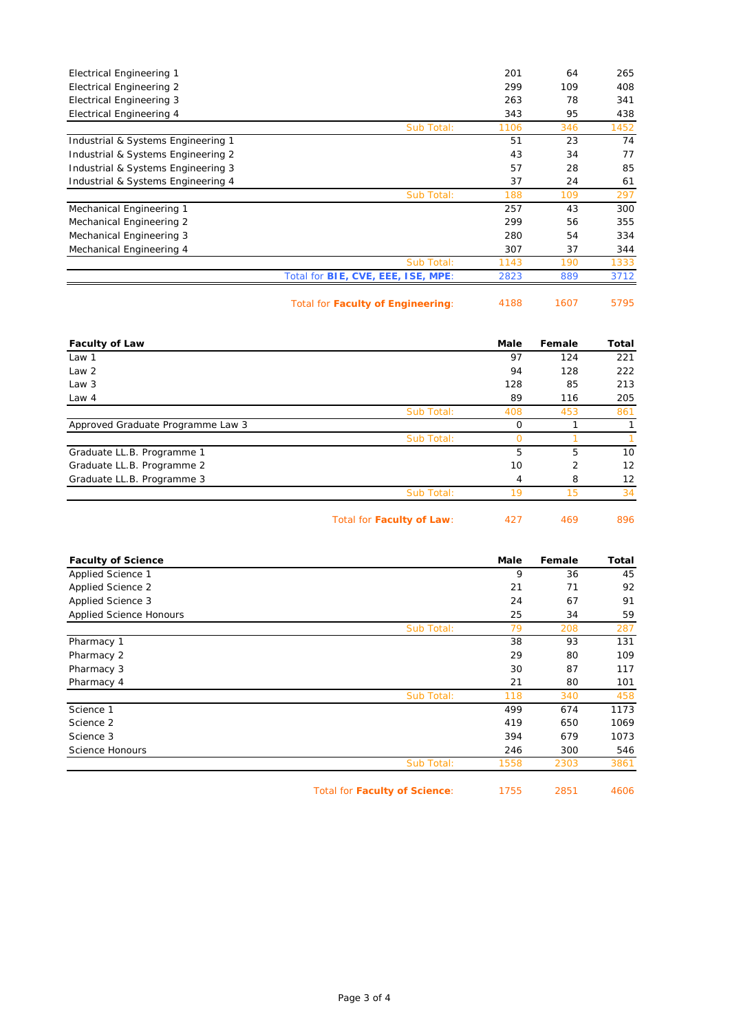| | Male | Female | Total |
|---|---|---|---|
| Electrical Engineering 1 | 201 | 64 | 265 |
| Electrical Engineering 2 | 299 | 109 | 408 |
| Electrical Engineering 3 | 263 | 78 | 341 |
| Electrical Engineering 4 | 343 | 95 | 438 |
| Sub Total: | 1106 | 346 | 1452 |
| Industrial & Systems Engineering 1 | 51 | 23 | 74 |
| Industrial & Systems Engineering 2 | 43 | 34 | 77 |
| Industrial & Systems Engineering 3 | 57 | 28 | 85 |
| Industrial & Systems Engineering 4 | 37 | 24 | 61 |
| Sub Total: | 188 | 109 | 297 |
| Mechanical Engineering 1 | 257 | 43 | 300 |
| Mechanical Engineering 2 | 299 | 56 | 355 |
| Mechanical Engineering 3 | 280 | 54 | 334 |
| Mechanical Engineering 4 | 307 | 37 | 344 |
| Sub Total: | 1143 | 190 | 1333 |
| Total for **BIE, CVE, EEE, ISE, MPE**: | 2823 | 889 | 3712 |
| Total for **Faculty of Engineering**: | 4188 | 1607 | 5795 |

| **Faculty of Law** | **Male** | **Female** | **Total** |
|---|---|---|---|
| Law 1 | 97 | 124 | 221 |
| Law 2 | 94 | 128 | 222 |
| Law 3 | 128 | 85 | 213 |
| Law 4 | 89 | 116 | 205 |
| Sub Total: | 408 | 453 | 861 |
| Approved Graduate Programme Law 3 | 0 | 1 | 1 |
| Sub Total: | 0 | 1 | 1 |
| Graduate LL.B. Programme 1 | 5 | 5 | 10 |
| Graduate LL.B. Programme 2 | 10 | 2 | 12 |
| Graduate LL.B. Programme 3 | 4 | 8 | 12 |
| Sub Total: | 19 | 15 | 34 |
| Total for **Faculty of Law**: | 427 | 469 | 896 |

| **Faculty of Science** | **Male** | **Female** | **Total** |
|---|---|---|---|
| Applied Science 1 | 9 | 36 | 45 |
| Applied Science 2 | 21 | 71 | 92 |
| Applied Science 3 | 24 | 67 | 91 |
| Applied Science Honours | 25 | 34 | 59 |
| Sub Total: | 79 | 208 | 287 |
| Pharmacy 1 | 38 | 93 | 131 |
| Pharmacy 2 | 29 | 80 | 109 |
| Pharmacy 3 | 30 | 87 | 117 |
| Pharmacy 4 | 21 | 80 | 101 |
| Sub Total: | 118 | 340 | 458 |
| Science 1 | 499 | 674 | 1173 |
| Science 2 | 419 | 650 | 1069 |
| Science 3 | 394 | 679 | 1073 |
| Science Honours | 246 | 300 | 546 |
| Sub Total: | 1558 | 2303 | 3861 |
| Total for **Faculty of Science**: | 1755 | 2851 | 4606 |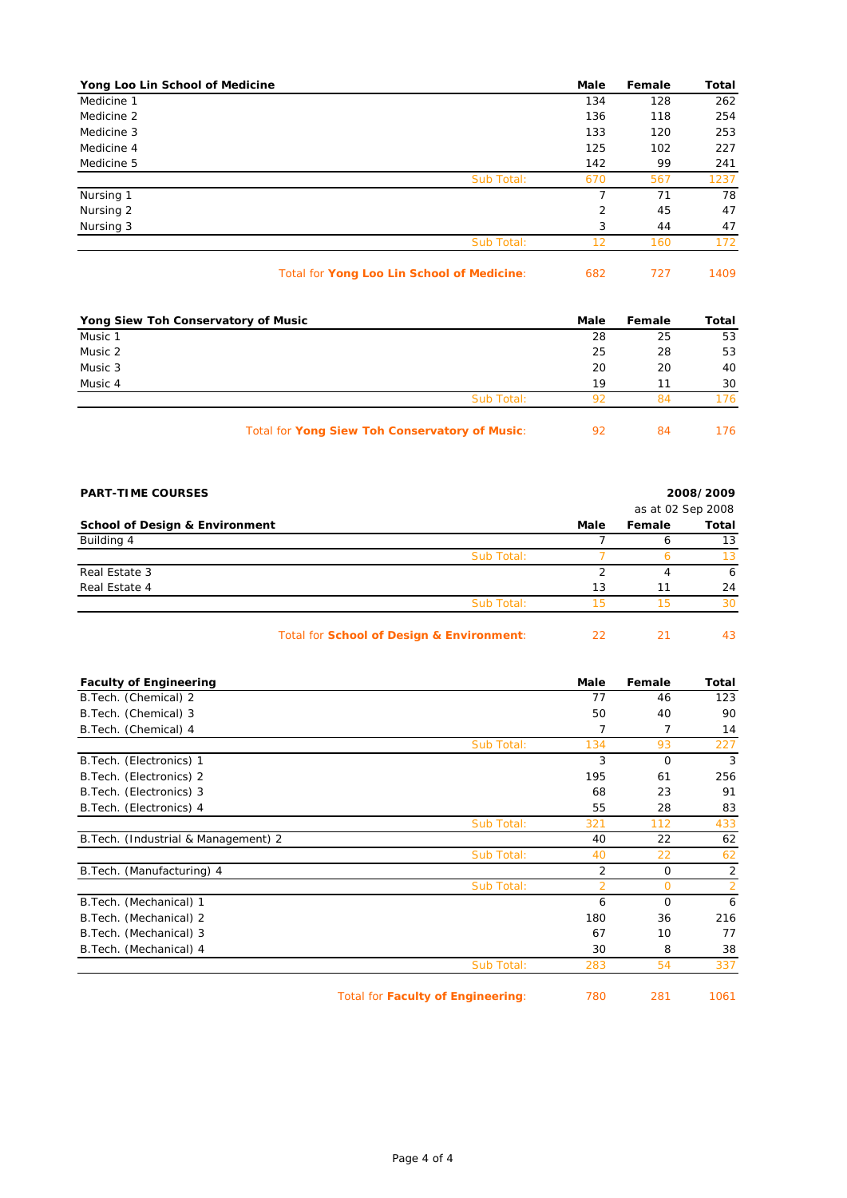| Yong Loo Lin School of Medicine | | Male | Female | Total |
|---|---|---|---|---|
| Medicine 1 | | 134 | 128 | 262 |
| Medicine 2 | | 136 | 118 | 254 |
| Medicine 3 | | 133 | 120 | 253 |
| Medicine 4 | | 125 | 102 | 227 |
| Medicine 5 | | 142 | 99 | 241 |
| | Sub Total: | 670 | 567 | 1237 |
| Nursing 1 | | 7 | 71 | 78 |
| Nursing 2 | | 2 | 45 | 47 |
| Nursing 3 | | 3 | 44 | 47 |
| | Sub Total: | 12 | 160 | 172 |
| | Total for **Yong Loo Lin School of Medicine**: | 682 | 727 | 1409 |

| Yong Siew Toh Conservatory of Music | | Male | Female | Total |
|---|---|---|---|---|
| Music 1 | | 28 | 25 | 53 |
| Music 2 | | 25 | 28 | 53 |
| Music 3 | | 20 | 20 | 40 |
| Music 4 | | 19 | 11 | 30 |
| | Sub Total: | 92 | 84 | 176 |
| | Total for **Yong Siew Toh Conservatory of Music**: | 92 | 84 | 176 |

**PART-TIME COURSES** **2008/2009**

as at 02 Sep 2008

| School of Design & Environment | | Male | Female | Total |
|---|---|---|---|---|
| Building 4 | | 7 | 6 | 13 |
| | Sub Total: | 7 | 6 | 13 |
| Real Estate 3 | | 2 | 4 | 6 |
| Real Estate 4 | | 13 | 11 | 24 |
| | Sub Total: | 15 | 15 | 30 |
| | Total for **School of Design & Environment**: | 22 | 21 | 43 |

| Faculty of Engineering | | Male | Female | Total |
|---|---|---|---|---|
| B.Tech. (Chemical) 2 | | 77 | 46 | 123 |
| B.Tech. (Chemical) 3 | | 50 | 40 | 90 |
| B.Tech. (Chemical) 4 | | 7 | 7 | 14 |
| | Sub Total: | 134 | 93 | 227 |
| B.Tech. (Electronics) 1 | | 3 | 0 | 3 |
| B.Tech. (Electronics) 2 | | 195 | 61 | 256 |
| B.Tech. (Electronics) 3 | | 68 | 23 | 91 |
| B.Tech. (Electronics) 4 | | 55 | 28 | 83 |
| | Sub Total: | 321 | 112 | 433 |
| B.Tech. (Industrial & Management) 2 | | 40 | 22 | 62 |
| | Sub Total: | 40 | 22 | 62 |
| B.Tech. (Manufacturing) 4 | | 2 | 0 | 2 |
| | Sub Total: | 2 | 0 | 2 |
| B.Tech. (Mechanical) 1 | | 6 | 0 | 6 |
| B.Tech. (Mechanical) 2 | | 180 | 36 | 216 |
| B.Tech. (Mechanical) 3 | | 67 | 10 | 77 |
| B.Tech. (Mechanical) 4 | | 30 | 8 | 38 |
| | Sub Total: | 283 | 54 | 337 |
| | Total for **Faculty of Engineering**: | 780 | 281 | 1061 |